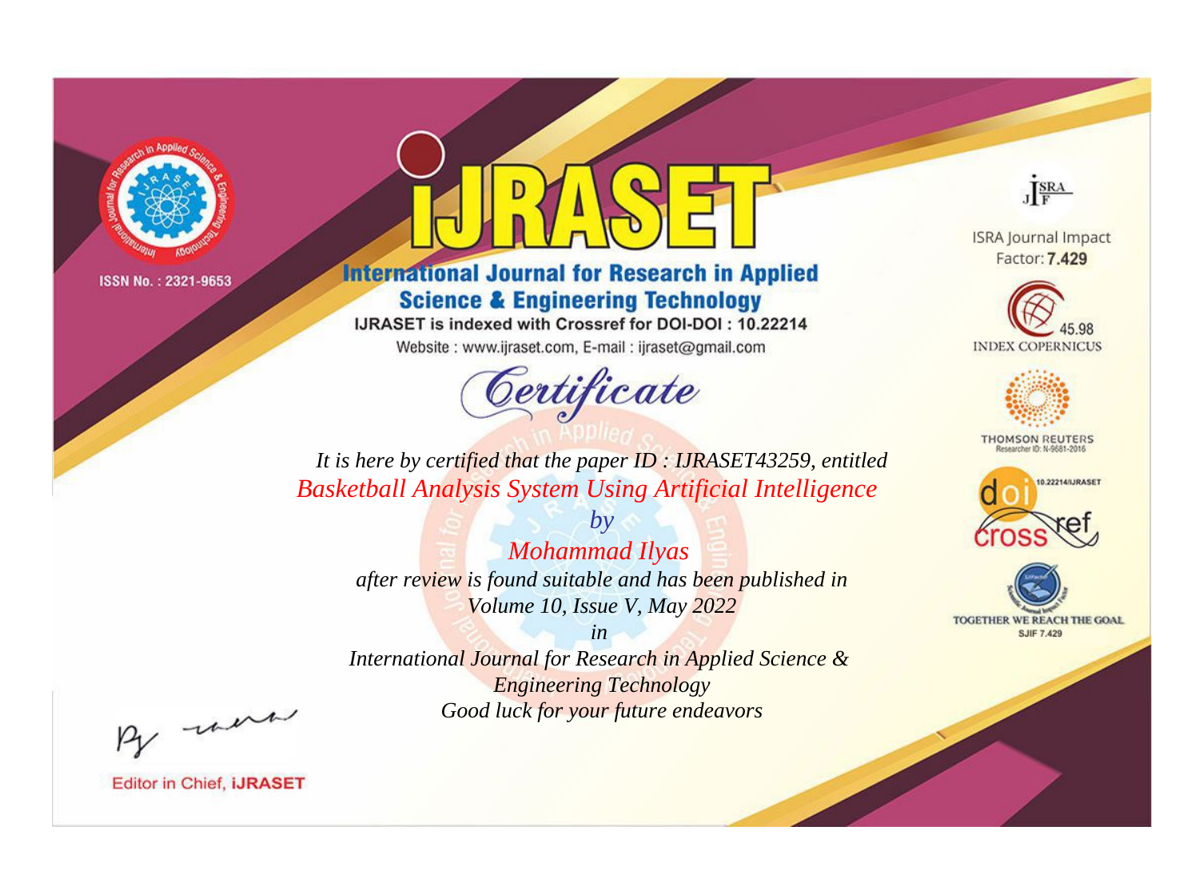ISSN No. : 2321-9653

# IJRASET

## International Journal for Research in Applied Science & Engineering Technology

IJRASET is indexed with Crossref for DOI-DOI : 10.22214

Website : www.ijraset.com, E-mail : ijraset@gmail.com

ISRA Journal Impact Factor: **7.429**

45.98 INDEX COPERNICUS

THOMSON REUTERS Researcher ID: N-9681-2016

10.22214/IJRASET

TOGETHER WE REACH THE GOAL SJIF 7.429

# *Certificate*

*It is here by certified that the paper ID : IJRASET43259, entitled*

*Basketball Analysis System Using Artificial Intelligence*

*by*

*Mohammad Ilyas*

*after review is found suitable and has been published in*

*Volume 10, Issue V, May 2022*

*in*

*International Journal for Research in Applied Science & Engineering Technology*

*Good luck for your future endeavors*

Editor in Chief, **iJRASET**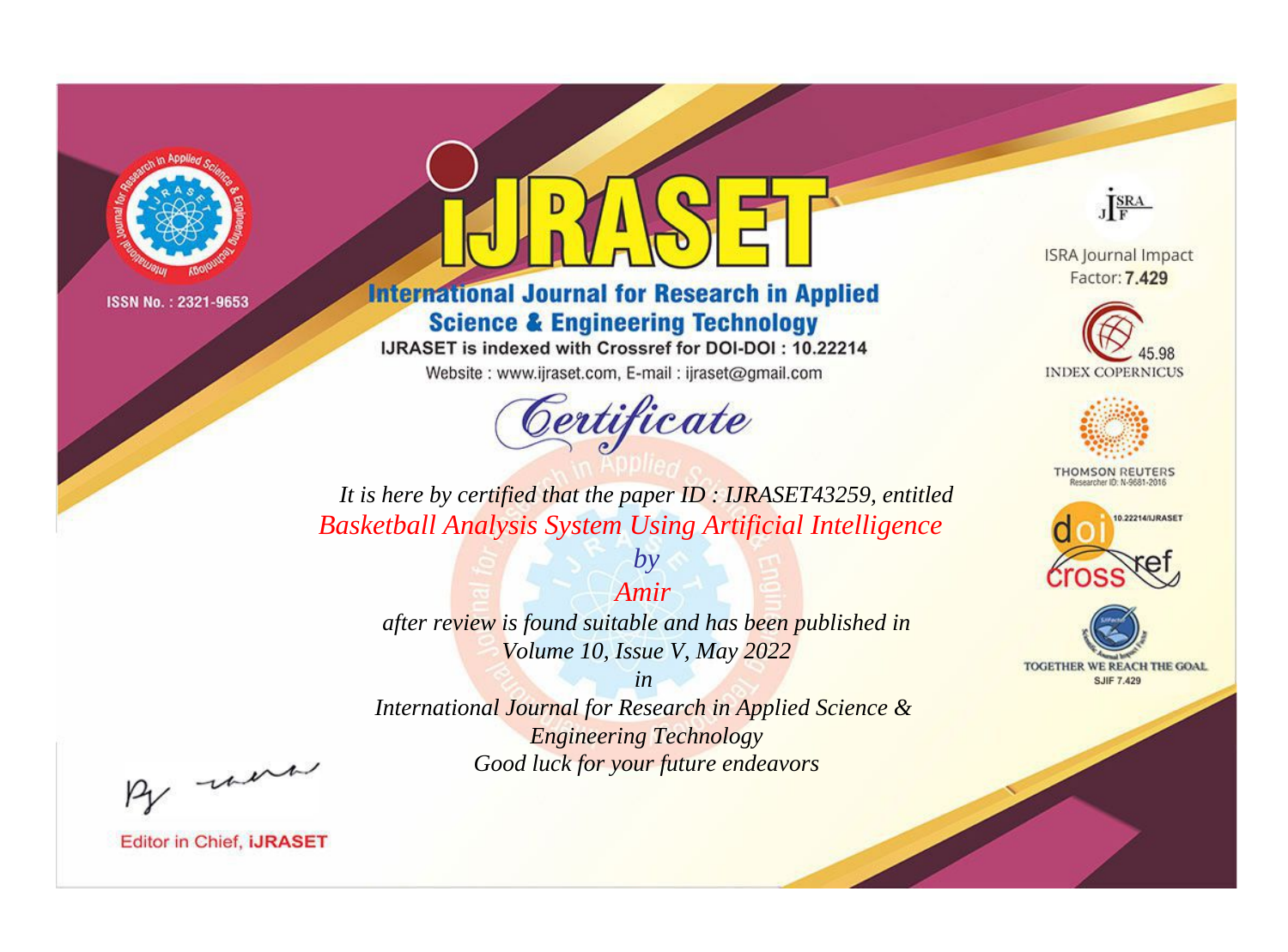ISSN No. : 2321-9653

# IJRASET

## International Journal for Research in Applied Science & Engineering Technology

IJRASET is indexed with Crossref for DOI-DOI : 10.22214

Website : www.ijraset.com, E-mail : ijraset@gmail.com

*Certificate*

*It is here by certified that the paper ID : IJRASET43259, entitled*

*Basketball Analysis System Using Artificial Intelligence*

*by*

*Amir*

*after review is found suitable and has been published in*

*Volume 10, Issue V, May 2022*

*in*

*International Journal for Research in Applied Science & Engineering Technology*

*Good luck for your future endeavors*

ISRA Journal Impact Factor: **7.429**

45.98 INDEX COPERNICUS

THOMSON REUTERS Researcher ID: N-9681-2016

10.22214/IJRASET

TOGETHER WE REACH THE GOAL SJIF 7.429

Editor in Chief, **iJRASET**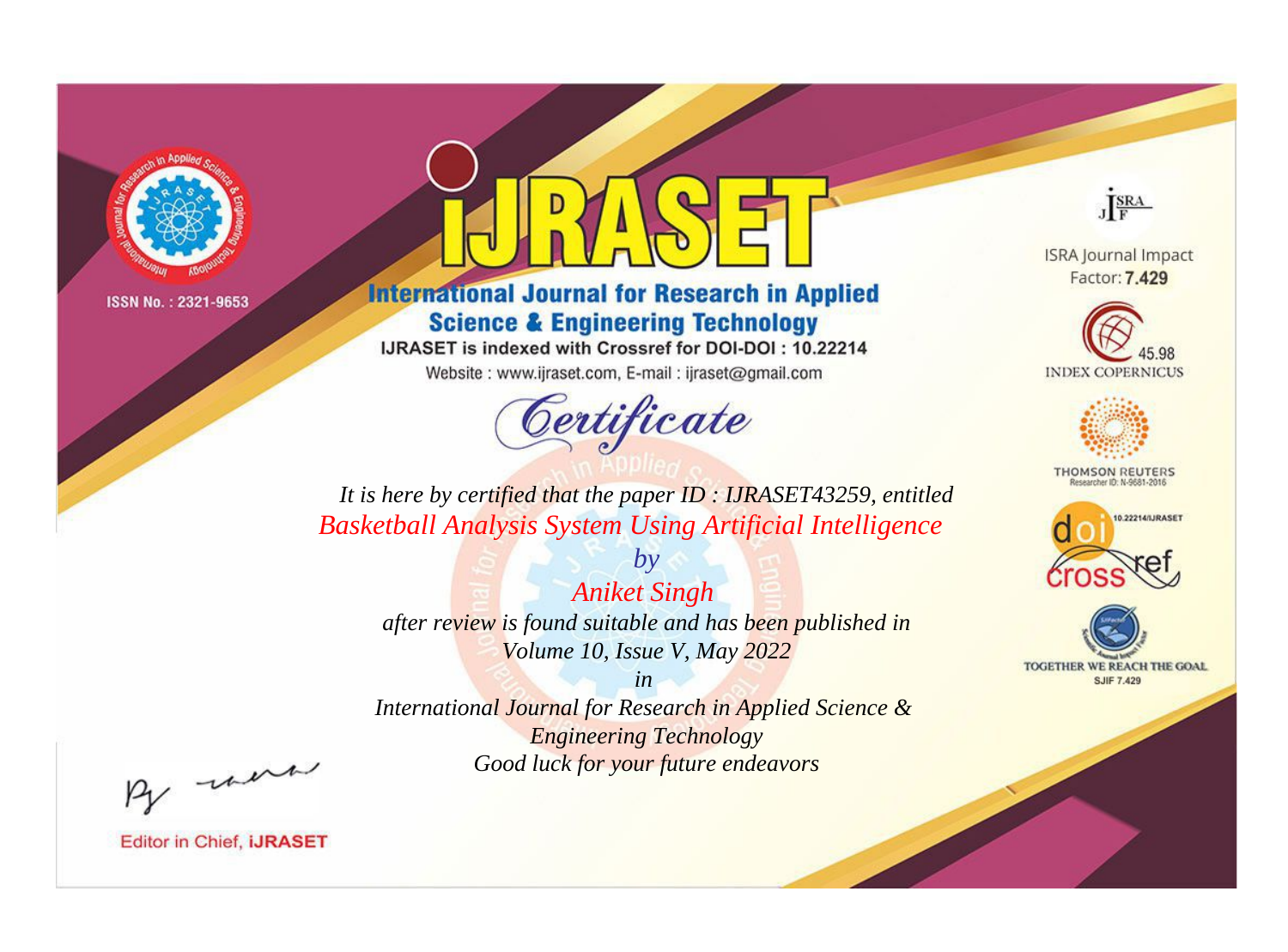ISSN No. : 2321-9653

# iJRASET

## International Journal for Research in Applied Science & Engineering Technology

IJRASET is indexed with Crossref for DOI-DOI : 10.22214

Website : www.ijraset.com, E-mail : ijraset@gmail.com

ISRA Journal Impact Factor: **7.429**

45.98 INDEX COPERNICUS

THOMSON REUTERS Researcher ID: N-9681-2016

10.22214/IJRASET

TOGETHER WE REACH THE GOAL SJIF 7.429

# Certificate

*It is here by certified that the paper ID : IJRASET43259, entitled*

*Basketball Analysis System Using Artificial Intelligence*

*by*

*Aniket Singh*

*after review is found suitable and has been published in*

*Volume 10, Issue V, May 2022*

*in*

*International Journal for Research in Applied Science & Engineering Technology*

*Good luck for your future endeavors*

Editor in Chief, **iJRASET**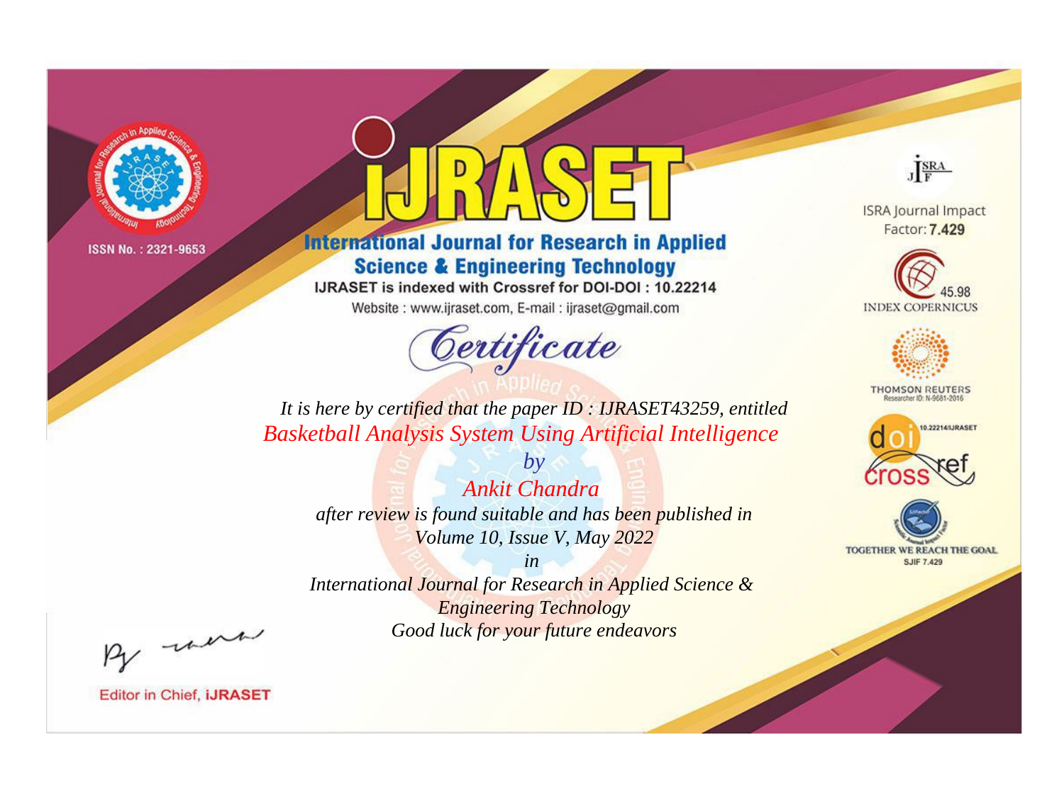ISSN No. : 2321-9653

# IJRASET

## International Journal for Research in Applied Science & Engineering Technology

IJRASET is indexed with Crossref for DOI-DOI : 10.22214

Website : www.ijraset.com, E-mail : ijraset@gmail.com

ISRA Journal Impact Factor: **7.429**

45.98 INDEX COPERNICUS

THOMSON REUTERS Researcher ID: N-9681-2016

10.22214/IJRASET

TOGETHER WE REACH THE GOAL SJIF 7.429

*Certificate*

*It is here by certified that the paper ID : IJRASET43259, entitled*

*Basketball Analysis System Using Artificial Intelligence*

*by*

*Ankit Chandra*

*after review is found suitable and has been published in*

*Volume 10, Issue V, May 2022*

*in*

*International Journal for Research in Applied Science & Engineering Technology*

*Good luck for your future endeavors*

Editor in Chief, **iJRASET**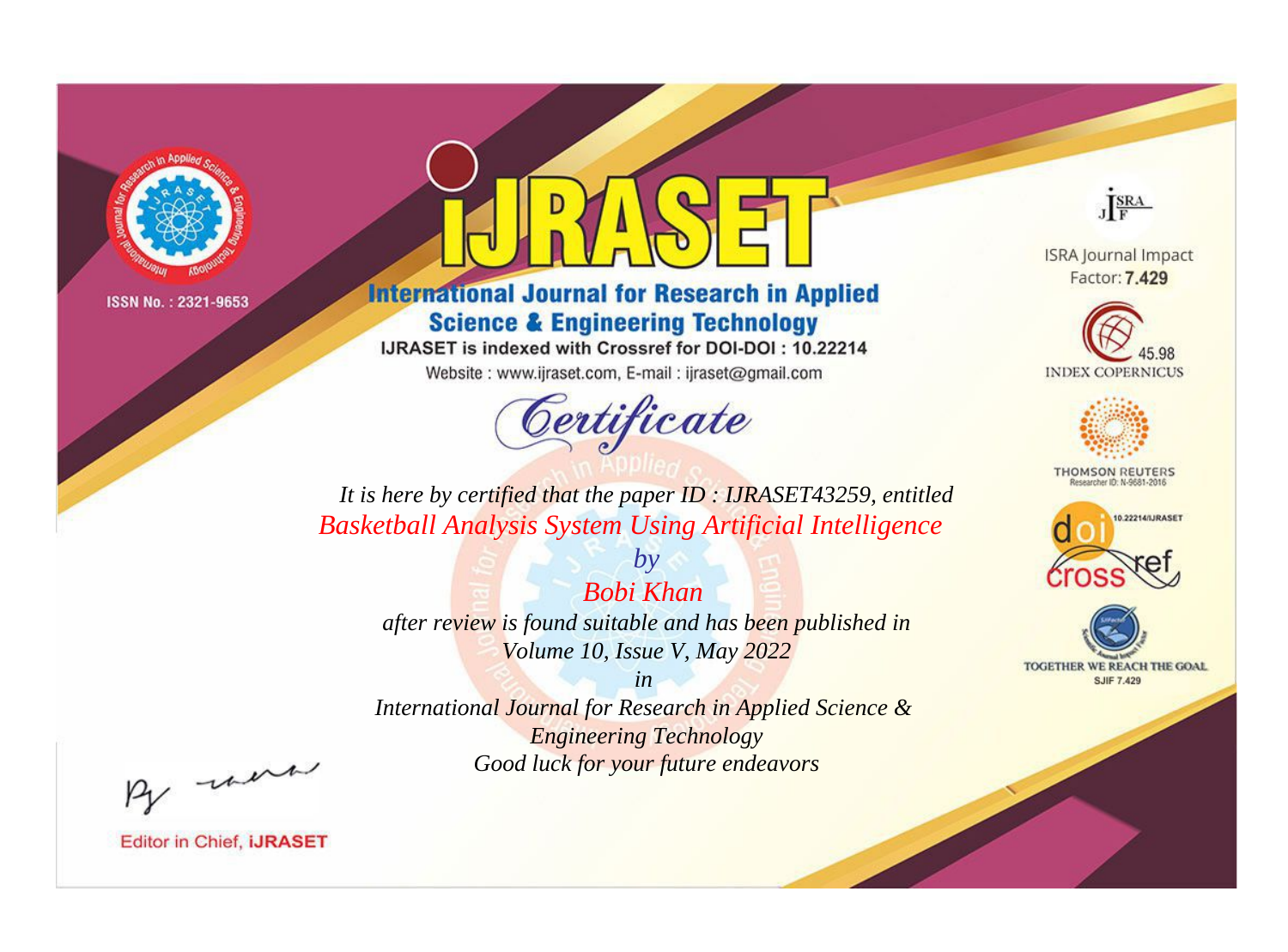ISSN No. : 2321-9653

# IJRASET

## International Journal for Research in Applied Science & Engineering Technology

IJRASET is indexed with Crossref for DOI-DOI : 10.22214

Website : www.ijraset.com, E-mail : ijraset@gmail.com

*Certificate*

*It is here by certified that the paper ID : IJRASET43259, entitled*

*Basketball Analysis System Using Artificial Intelligence*

*by*

*Bobi Khan*

*after review is found suitable and has been published in*

*Volume 10, Issue V, May 2022*

*in*

*International Journal for Research in Applied Science & Engineering Technology*

*Good luck for your future endeavors*

ISRA Journal Impact Factor: **7.429**

45.98 INDEX COPERNICUS

THOMSON REUTERS Researcher ID: N-9681-2016

10.22214/IJRASET

TOGETHER WE REACH THE GOAL SJIF 7.429

Editor in Chief, **iJRASET**